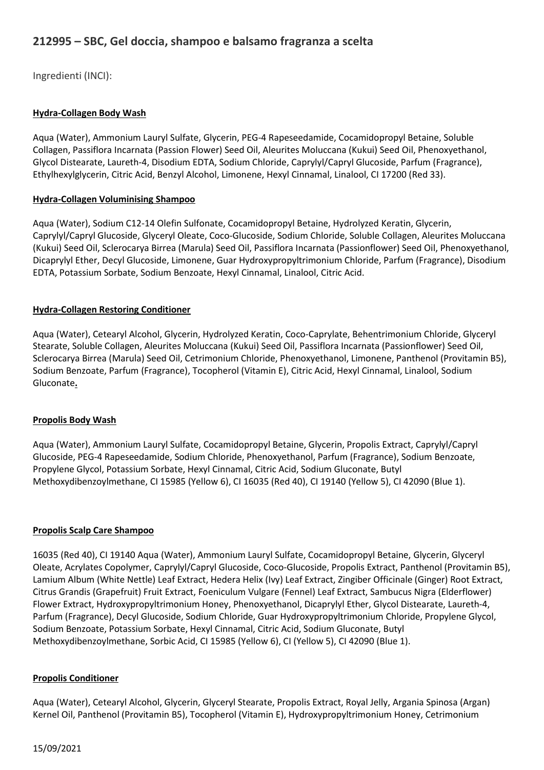## 212995 – SBC, Gel doccia, shampoo e balsamo fragranza a scelta

Ingredienti (INCI):

**Hydra-Collagen Body Wash**

Aqua (Water), Ammonium Lauryl Sulfate, Glycerin, PEG-4 Rapeseedamide, Cocamidopropyl Betaine, Soluble Collagen, Passiflora Incarnata (Passion Flower) Seed Oil, Aleurites Moluccana (Kukui) Seed Oil, Phenoxyethanol, Glycol Distearate, Laureth-4, Disodium EDTA, Sodium Chloride, Caprylyl/Capryl Glucoside, Parfum (Fragrance), Ethylhexylglycerin, Citric Acid, Benzyl Alcohol, Limonene, Hexyl Cinnamal, Linalool, CI 17200 (Red 33).

**Hydra-Collagen Voluminising Shampoo**

Aqua (Water), Sodium C12-14 Olefin Sulfonate, Cocamidopropyl Betaine, Hydrolyzed Keratin, Glycerin, Caprylyl/Capryl Glucoside, Glyceryl Oleate, Coco-Glucoside, Sodium Chloride, Soluble Collagen, Aleurites Moluccana (Kukui) Seed Oil, Passiflora Incarnata (Passionflower) Seed Oil, Phenoxyethanol, Dicaprylyl Ether, Decyl Glucoside, Limonene, Guar Hydroxypropyltrimonium Chloride, Parfum (Fragrance), Disodium EDTA, Potassium Sorbate, Sodium Benzoate, Hexyl Cinnamal, Linalool, Citric Acid.

**Hydra-Collagen Restoring Conditioner**

Aqua (Water), Cetearyl Alcohol, Glycerin, Hydrolyzed Keratin, Coco-Caprylate, Behentrimonium Chloride, Glyceryl Stearate, Soluble Collagen, Aleurites Moluccana (Kukui) Seed Oil, Passiflora Incarnata (Passionflower) Seed Oil, Sclerocarya Birrea (Marula) Seed Oil, Cetrimonium Chloride, Phenoxyethanol, Limonene, Panthenol (Provitamin B5), Sodium Benzoate, Parfum (Fragrance), Tocopherol (Vitamin E), Citric Acid, Hexyl Cinnamal, Linalool, Sodium Gluconate.

**Propolis Body Wash**

Aqua (Water), Ammonium Lauryl Sulfate, Cocamidopropyl Betaine, Glycerin, Propolis Extract, Caprylyl/Capryl Glucoside, PEG-4 Rapeseedamide, Sodium Chloride, Phenoxyethanol, Parfum (Fragrance), Sodium Benzoate, Propylene Glycol, Potassium Sorbate, Hexyl Cinnamal, Citric Acid, Sodium Gluconate, Butyl Methoxydibenzoylmethane, CI 15985 (Yellow 6), CI 16035 (Red 40), CI 19140 (Yellow 5), CI 42090 (Blue 1).

**Propolis Scalp Care Shampoo**

16035 (Red 40), CI 19140 Aqua (Water), Ammonium Lauryl Sulfate, Cocamidopropyl Betaine, Glycerin, Glyceryl Oleate, Acrylates Copolymer, Caprylyl/Capryl Glucoside, Coco-Glucoside, Propolis Extract, Panthenol (Provitamin B5), Lamium Album (White Nettle) Leaf Extract, Hedera Helix (Ivy) Leaf Extract, Zingiber Officinale (Ginger) Root Extract, Citrus Grandis (Grapefruit) Fruit Extract, Foeniculum Vulgare (Fennel) Leaf Extract, Sambucus Nigra (Elderflower) Flower Extract, Hydroxypropyltrimonium Honey, Phenoxyethanol, Dicaprylyl Ether, Glycol Distearate, Laureth-4, Parfum (Fragrance), Decyl Glucoside, Sodium Chloride, Guar Hydroxypropyltrimonium Chloride, Propylene Glycol, Sodium Benzoate, Potassium Sorbate, Hexyl Cinnamal, Citric Acid, Sodium Gluconate, Butyl Methoxydibenzoylmethane, Sorbic Acid, CI 15985 (Yellow 6), CI (Yellow 5), CI 42090 (Blue 1).

**Propolis Conditioner**

Aqua (Water), Cetearyl Alcohol, Glycerin, Glyceryl Stearate, Propolis Extract, Royal Jelly, Argania Spinosa (Argan) Kernel Oil, Panthenol (Provitamin B5), Tocopherol (Vitamin E), Hydroxypropyltrimonium Honey, Cetrimonium

15/09/2021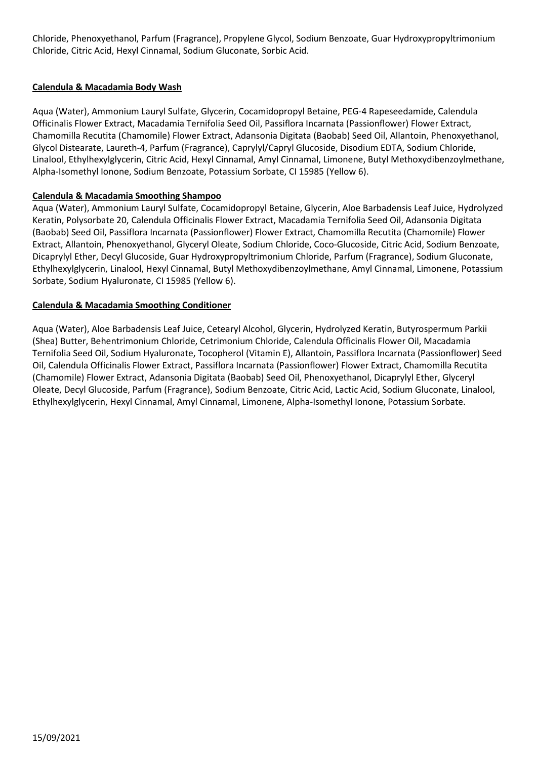Chloride, Phenoxyethanol, Parfum (Fragrance), Propylene Glycol, Sodium Benzoate, Guar Hydroxypropyltrimonium Chloride, Citric Acid, Hexyl Cinnamal, Sodium Gluconate, Sorbic Acid.

**Calendula & Macadamia Body Wash**

Aqua (Water), Ammonium Lauryl Sulfate, Glycerin, Cocamidopropyl Betaine, PEG-4 Rapeseedamide, Calendula Officinalis Flower Extract, Macadamia Ternifolia Seed Oil, Passiflora Incarnata (Passionflower) Flower Extract, Chamomilla Recutita (Chamomile) Flower Extract, Adansonia Digitata (Baobab) Seed Oil, Allantoin, Phenoxyethanol, Glycol Distearate, Laureth-4, Parfum (Fragrance), Caprylyl/Capryl Glucoside, Disodium EDTA, Sodium Chloride, Linalool, Ethylhexylglycerin, Citric Acid, Hexyl Cinnamal, Amyl Cinnamal, Limonene, Butyl Methoxydibenzoylmethane, Alpha-Isomethyl Ionone, Sodium Benzoate, Potassium Sorbate, CI 15985 (Yellow 6).

**Calendula & Macadamia Smoothing Shampoo**

Aqua (Water), Ammonium Lauryl Sulfate, Cocamidopropyl Betaine, Glycerin, Aloe Barbadensis Leaf Juice, Hydrolyzed Keratin, Polysorbate 20, Calendula Officinalis Flower Extract, Macadamia Ternifolia Seed Oil, Adansonia Digitata (Baobab) Seed Oil, Passiflora Incarnata (Passionflower) Flower Extract, Chamomilla Recutita (Chamomile) Flower Extract, Allantoin, Phenoxyethanol, Glyceryl Oleate, Sodium Chloride, Coco-Glucoside, Citric Acid, Sodium Benzoate, Dicaprylyl Ether, Decyl Glucoside, Guar Hydroxypropyltrimonium Chloride, Parfum (Fragrance), Sodium Gluconate, Ethylhexylglycerin, Linalool, Hexyl Cinnamal, Butyl Methoxydibenzoylmethane, Amyl Cinnamal, Limonene, Potassium Sorbate, Sodium Hyaluronate, CI 15985 (Yellow 6).

**Calendula & Macadamia Smoothing Conditioner**

Aqua (Water), Aloe Barbadensis Leaf Juice, Cetearyl Alcohol, Glycerin, Hydrolyzed Keratin, Butyrospermum Parkii (Shea) Butter, Behentrimonium Chloride, Cetrimonium Chloride, Calendula Officinalis Flower Oil, Macadamia Ternifolia Seed Oil, Sodium Hyaluronate, Tocopherol (Vitamin E), Allantoin, Passiflora Incarnata (Passionflower) Seed Oil, Calendula Officinalis Flower Extract, Passiflora Incarnata (Passionflower) Flower Extract, Chamomilla Recutita (Chamomile) Flower Extract, Adansonia Digitata (Baobab) Seed Oil, Phenoxyethanol, Dicaprylyl Ether, Glyceryl Oleate, Decyl Glucoside, Parfum (Fragrance), Sodium Benzoate, Citric Acid, Lactic Acid, Sodium Gluconate, Linalool, Ethylhexylglycerin, Hexyl Cinnamal, Amyl Cinnamal, Limonene, Alpha-Isomethyl Ionone, Potassium Sorbate.

15/09/2021